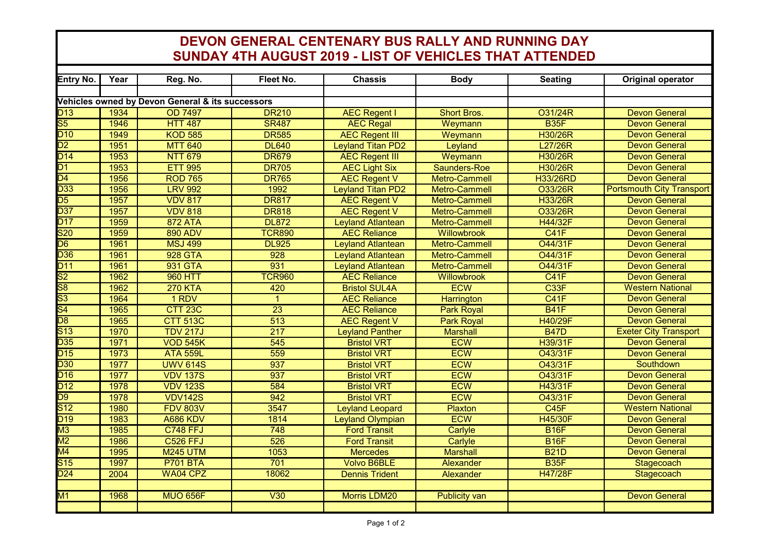# DEVON GENERAL CENTENARY BUS RALLY AND RUNNING DAY
## SUNDAY 4TH AUGUST 2019 - LIST OF VEHICLES THAT ATTENDED

| Entry No. | Year | Reg. No. | Fleet No. | Chassis | Body | Seating | Original operator |
|---|---|---|---|---|---|---|---|
| **Vehicles owned by Devon General & its successors** | | | | | | | |
| D13 | 1934 | OD 7497 | DR210 | AEC Regent I | Short Bros. | O31/24R | Devon General |
| S5 | 1946 | HTT 487 | SR487 | AEC Regal | Weymann | B35F | Devon General |
| D10 | 1949 | KOD 585 | DR585 | AEC Regent III | Weymann | H30/26R | Devon General |
| D2 | 1951 | MTT 640 | DL640 | Leyland Titan PD2 | Leyland | L27/26R | Devon General |
| D14 | 1953 | NTT 679 | DR679 | AEC Regent III | Weymann | H30/26R | Devon General |
| D1 | 1953 | ETT 995 | DR705 | AEC Light Six | Saunders-Roe | H30/26R | Devon General |
| D4 | 1956 | ROD 765 | DR765 | AEC Regent V | Metro-Cammell | H33/26RD | Devon General |
| D33 | 1956 | LRV 992 | 1992 | Leyland Titan PD2 | Metro-Cammell | O33/26R | Portsmouth City Transport |
| D5 | 1957 | VDV 817 | DR817 | AEC Regent V | Metro-Cammell | H33/26R | Devon General |
| D37 | 1957 | VDV 818 | DR818 | AEC Regent V | Metro-Cammell | O33/26R | Devon General |
| D17 | 1959 | 872 ATA | DL872 | Leyland Atlantean | Metro-Cammell | H44/32F | Devon General |
| S20 | 1959 | 890 ADV | TCR890 | AEC Reliance | Willowbrook | C41F | Devon General |
| D6 | 1961 | MSJ 499 | DL925 | Leyland Atlantean | Metro-Cammell | O44/31F | Devon General |
| D36 | 1961 | 928 GTA | 928 | Leyland Atlantean | Metro-Cammell | O44/31F | Devon General |
| D11 | 1961 | 931 GTA | 931 | Leyland Atlantean | Metro-Cammell | O44/31F | Devon General |
| S2 | 1962 | 960 HTT | TCR960 | AEC Reliance | Willowbrook | C41F | Devon General |
| S8 | 1962 | 270 KTA | 420 | Bristol SUL4A | ECW | C33F | Western National |
| S3 | 1964 | 1 RDV | 1 | AEC Reliance | Harrington | C41F | Devon General |
| S4 | 1965 | CTT 23C | 23 | AEC Reliance | Park Royal | B41F | Devon General |
| D8 | 1965 | CTT 513C | 513 | AEC Regent V | Park Royal | H40/29F | Devon General |
| S13 | 1970 | TDV 217J | 217 | Leyland Panther | Marshall | B47D | Exeter City Transport |
| D35 | 1971 | VOD 545K | 545 | Bristol VRT | ECW | H39/31F | Devon General |
| D15 | 1973 | ATA 559L | 559 | Bristol VRT | ECW | O43/31F | Devon General |
| D30 | 1977 | UWV 614S | 937 | Bristol VRT | ECW | O43/31F | Southdown |
| D16 | 1977 | VDV 137S | 937 | Bristol VRT | ECW | O43/31F | Devon General |
| D12 | 1978 | VDV 123S | 584 | Bristol VRT | ECW | H43/31F | Devon General |
| D9 | 1978 | VDV142S | 942 | Bristol VRT | ECW | O43/31F | Devon General |
| S12 | 1980 | FDV 803V | 3547 | Leyland Leopard | Plaxton | C45F | Western National |
| D19 | 1983 | A686 KDV | 1814 | Leyland Olympian | ECW | H45/30F | Devon General |
| M3 | 1985 | C748 FFJ | 748 | Ford Transit | Carlyle | B16F | Devon General |
| M2 | 1986 | C526 FFJ | 526 | Ford Transit | Carlyle | B16F | Devon General |
| M4 | 1995 | M245 UTM | 1053 | Mercedes | Marshall | B21D | Devon General |
| S15 | 1997 | P701 BTA | 701 | Volvo B6BLE | Alexander | B35F | Stagecoach |
| D24 | 2004 | WA04 CPZ | 18062 | Dennis Trident | Alexander | H47/28F | Stagecoach |
| | | | | | | | |
| M1 | 1968 | MUO 656F | V30 | Morris LDM20 | Publicity van | | Devon General |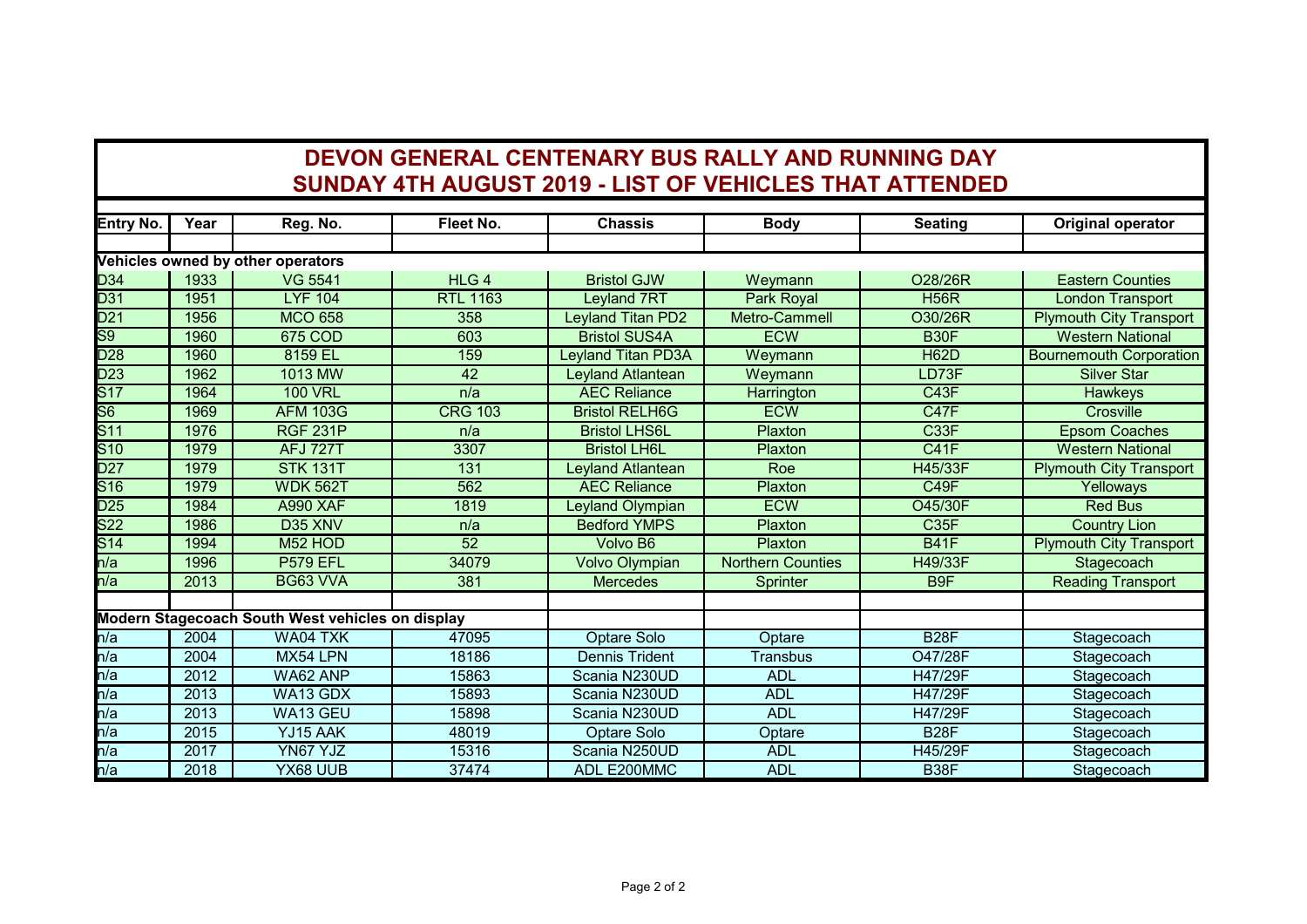# DEVON GENERAL CENTENARY BUS RALLY AND RUNNING DAY
## SUNDAY 4TH AUGUST 2019 - LIST OF VEHICLES THAT ATTENDED

| Entry No. | Year | Reg. No. | Fleet No. | Chassis | Body | Seating | Original operator |
|---|---|---|---|---|---|---|---|
| | | | | | | | |
| **Vehicles owned by other operators** | | | | | | | |
| D34 | 1933 | VG 5541 | HLG 4 | Bristol GJW | Weymann | O28/26R | Eastern Counties |
| D31 | 1951 | LYF 104 | RTL 1163 | Leyland 7RT | Park Royal | H56R | London Transport |
| D21 | 1956 | MCO 658 | 358 | Leyland Titan PD2 | Metro-Cammell | O30/26R | Plymouth City Transport |
| S9 | 1960 | 675 COD | 603 | Bristol SUS4A | ECW | B30F | Western National |
| D28 | 1960 | 8159 EL | 159 | Leyland Titan PD3A | Weymann | H62D | Bournemouth Corporation |
| D23 | 1962 | 1013 MW | 42 | Leyland Atlantean | Weymann | LD73F | Silver Star |
| S17 | 1964 | 100 VRL | n/a | AEC Reliance | Harrington | C43F | Hawkeys |
| S6 | 1969 | AFM 103G | CRG 103 | Bristol RELH6G | ECW | C47F | Crosville |
| S11 | 1976 | RGF 231P | n/a | Bristol LHS6L | Plaxton | C33F | Epsom Coaches |
| S10 | 1979 | AFJ 727T | 3307 | Bristol LH6L | Plaxton | C41F | Western National |
| D27 | 1979 | STK 131T | 131 | Leyland Atlantean | Roe | H45/33F | Plymouth City Transport |
| S16 | 1979 | WDK 562T | 562 | AEC Reliance | Plaxton | C49F | Yelloways |
| D25 | 1984 | A990 XAF | 1819 | Leyland Olympian | ECW | O45/30F | Red Bus |
| S22 | 1986 | D35 XNV | n/a | Bedford YMPS | Plaxton | C35F | Country Lion |
| S14 | 1994 | M52 HOD | 52 | Volvo B6 | Plaxton | B41F | Plymouth City Transport |
| n/a | 1996 | P579 EFL | 34079 | Volvo Olympian | Northern Counties | H49/33F | Stagecoach |
| n/a | 2013 | BG63 VVA | 381 | Mercedes | Sprinter | B9F | Reading Transport |
| | | | | | | | |
| **Modern Stagecoach South West vehicles on display** | | | | | | | |
| n/a | 2004 | WA04 TXK | 47095 | Optare Solo | Optare | B28F | Stagecoach |
| n/a | 2004 | MX54 LPN | 18186 | Dennis Trident | Transbus | O47/28F | Stagecoach |
| n/a | 2012 | WA62 ANP | 15863 | Scania N230UD | ADL | H47/29F | Stagecoach |
| n/a | 2013 | WA13 GDX | 15893 | Scania N230UD | ADL | H47/29F | Stagecoach |
| n/a | 2013 | WA13 GEU | 15898 | Scania N230UD | ADL | H47/29F | Stagecoach |
| n/a | 2015 | YJ15 AAK | 48019 | Optare Solo | Optare | B28F | Stagecoach |
| n/a | 2017 | YN67 YJZ | 15316 | Scania N250UD | ADL | H45/29F | Stagecoach |
| n/a | 2018 | YX68 UUB | 37474 | ADL E200MMC | ADL | B38F | Stagecoach |